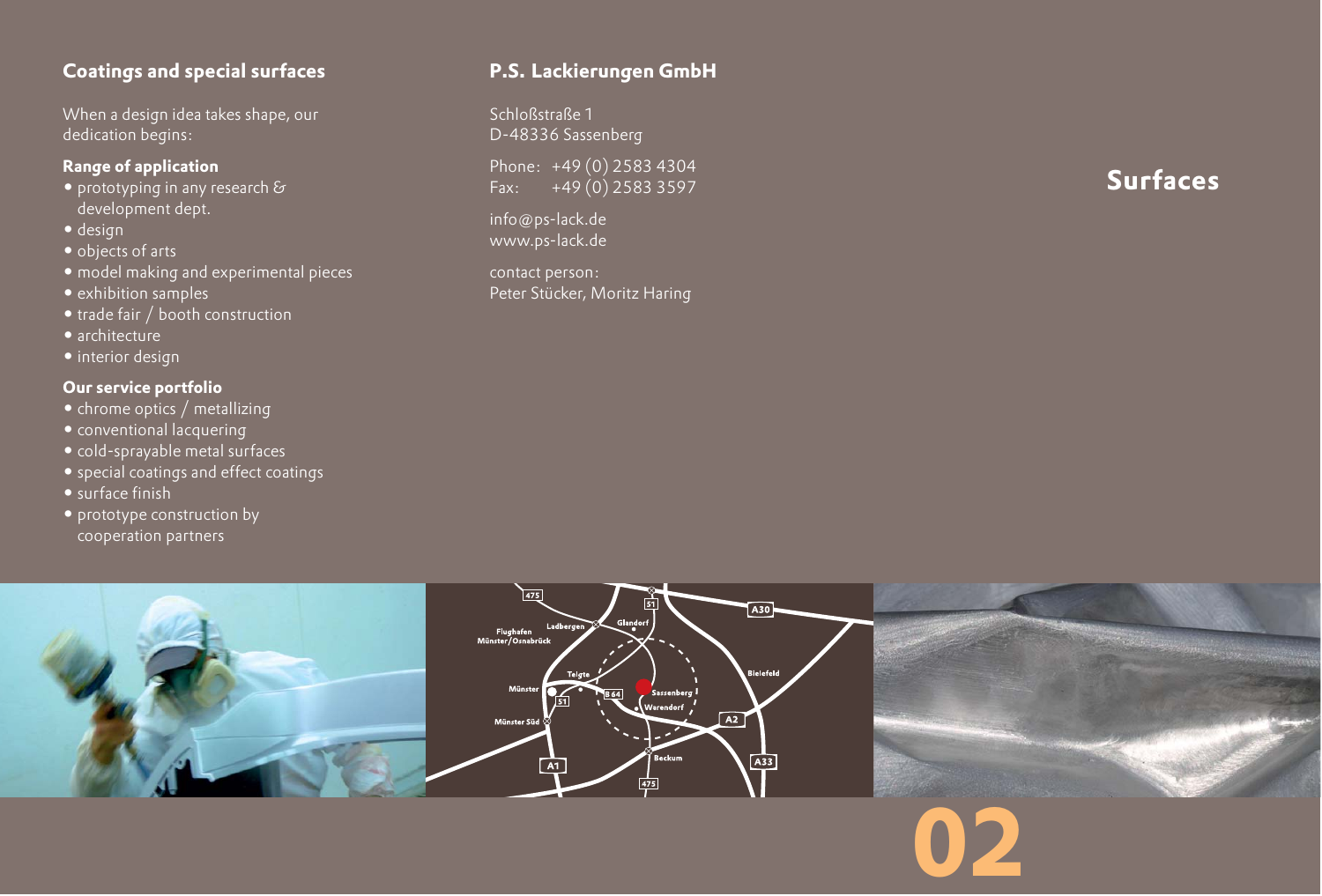## Coatings and special surfaces

When a design idea takes shape, our dedication begins:

**Range of application**

- prototyping in any research & development dept.
- design
- objects of arts
- model making and experimental pieces
- exhibition samples
- trade fair / booth construction
- architecture
- interior design

**Our service portfolio**

- chrome optics / metallizing
- conventional lacquering
- cold-sprayable metal surfaces
- special coatings and effect coatings
- surface finish
- prototype construction by cooperation partners

## P.S. Lackierungen GmbH

Schloßstraße 1
D-48336 Sassenberg

Phone: +49 (0) 2583 4304
Fax: +49 (0) 2583 3597

info@ps-lack.de
www.ps-lack.de

contact person:
Peter Stücker, Moritz Haring

# Surfaces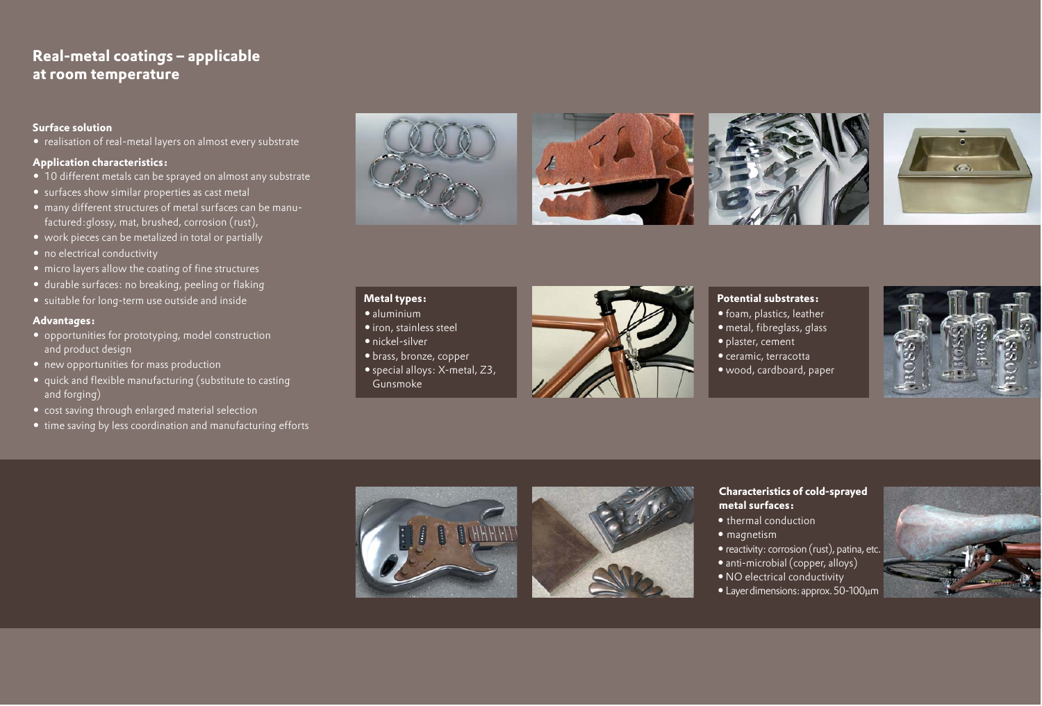## Real-metal coatings – applicable at room temperature

**Surface solution**

- realisation of real-metal layers on almost every substrate

**Application characteristics:**

- 10 different metals can be sprayed on almost any substrate
- surfaces show similar properties as cast metal
- many different structures of metal surfaces can be manufactured: glossy, mat, brushed, corrosion (rust),
- work pieces can be metalized in total or partially
- no electrical conductivity
- micro layers allow the coating of fine structures
- durable surfaces: no breaking, peeling or flaking
- suitable for long-term use outside and inside

**Advantages:**

- opportunities for prototyping, model construction and product design
- new opportunities for mass production
- quick and flexible manufacturing (substitute to casting and forging)
- cost saving through enlarged material selection
- time saving by less coordination and manufacturing efforts

**Metal types:**

- aluminium
- iron, stainless steel
- nickel-silver
- brass, bronze, copper
- special alloys: X-metal, Z3, Gunsmoke

**Potential substrates:**

- foam, plastics, leather
- metal, fibreglass, glass
- plaster, cement
- ceramic, terracotta
- wood, cardboard, paper

**Characteristics of cold-sprayed metal surfaces:**

- thermal conduction
- magnetism
- reactivity: corrosion (rust), patina, etc.
- anti-microbial (copper, alloys)
- NO electrical conductivity
- Layer dimensions: approx. 50-100µm